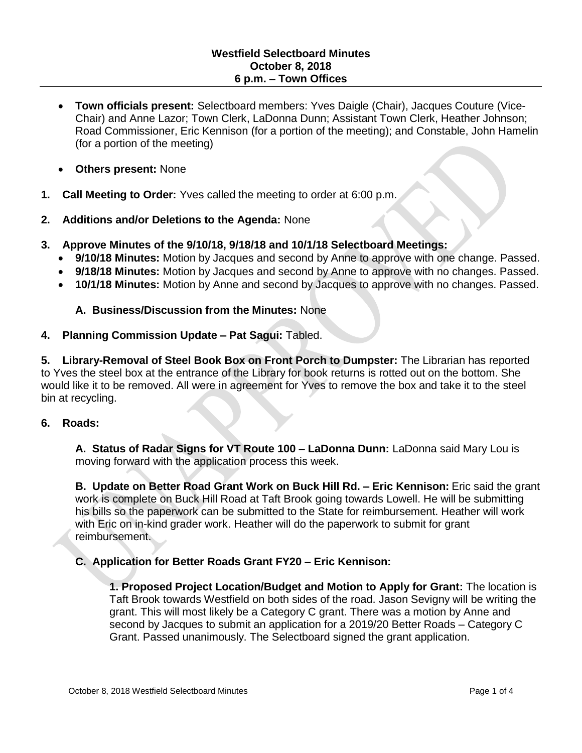# Westfield Selectboard Minutes
## October 8, 2018
## 6 p.m. – Town Offices

- **Town officials present:** Selectboard members: Yves Daigle (Chair), Jacques Couture (Vice-Chair) and Anne Lazor; Town Clerk, LaDonna Dunn; Assistant Town Clerk, Heather Johnson; Road Commissioner, Eric Kennison (for a portion of the meeting); and Constable, John Hamelin (for a portion of the meeting)
- **Others present:** None

**1. Call Meeting to Order:** Yves called the meeting to order at 6:00 p.m.

**2. Additions and/or Deletions to the Agenda:** None

**3. Approve Minutes of the 9/10/18, 9/18/18 and 10/1/18 Selectboard Meetings:**

- **9/10/18 Minutes:** Motion by Jacques and second by Anne to approve with one change. Passed.
- **9/18/18 Minutes:** Motion by Jacques and second by Anne to approve with no changes. Passed.
- **10/1/18 Minutes:** Motion by Anne and second by Jacques to approve with no changes. Passed.

**A. Business/Discussion from the Minutes:** None

**4. Planning Commission Update – Pat Sagui:** Tabled.

**5. Library-Removal of Steel Book Box on Front Porch to Dumpster:** The Librarian has reported to Yves the steel box at the entrance of the Library for book returns is rotted out on the bottom. She would like it to be removed. All were in agreement for Yves to remove the box and take it to the steel bin at recycling.

**6. Roads:**

**A. Status of Radar Signs for VT Route 100 – LaDonna Dunn:** LaDonna said Mary Lou is moving forward with the application process this week.

**B. Update on Better Road Grant Work on Buck Hill Rd. – Eric Kennison:** Eric said the grant work is complete on Buck Hill Road at Taft Brook going towards Lowell. He will be submitting his bills so the paperwork can be submitted to the State for reimbursement. Heather will work with Eric on in-kind grader work. Heather will do the paperwork to submit for grant reimbursement.

**C. Application for Better Roads Grant FY20 – Eric Kennison:**

**1. Proposed Project Location/Budget and Motion to Apply for Grant:** The location is Taft Brook towards Westfield on both sides of the road. Jason Sevigny will be writing the grant. This will most likely be a Category C grant. There was a motion by Anne and second by Jacques to submit an application for a 2019/20 Better Roads – Category C Grant. Passed unanimously. The Selectboard signed the grant application.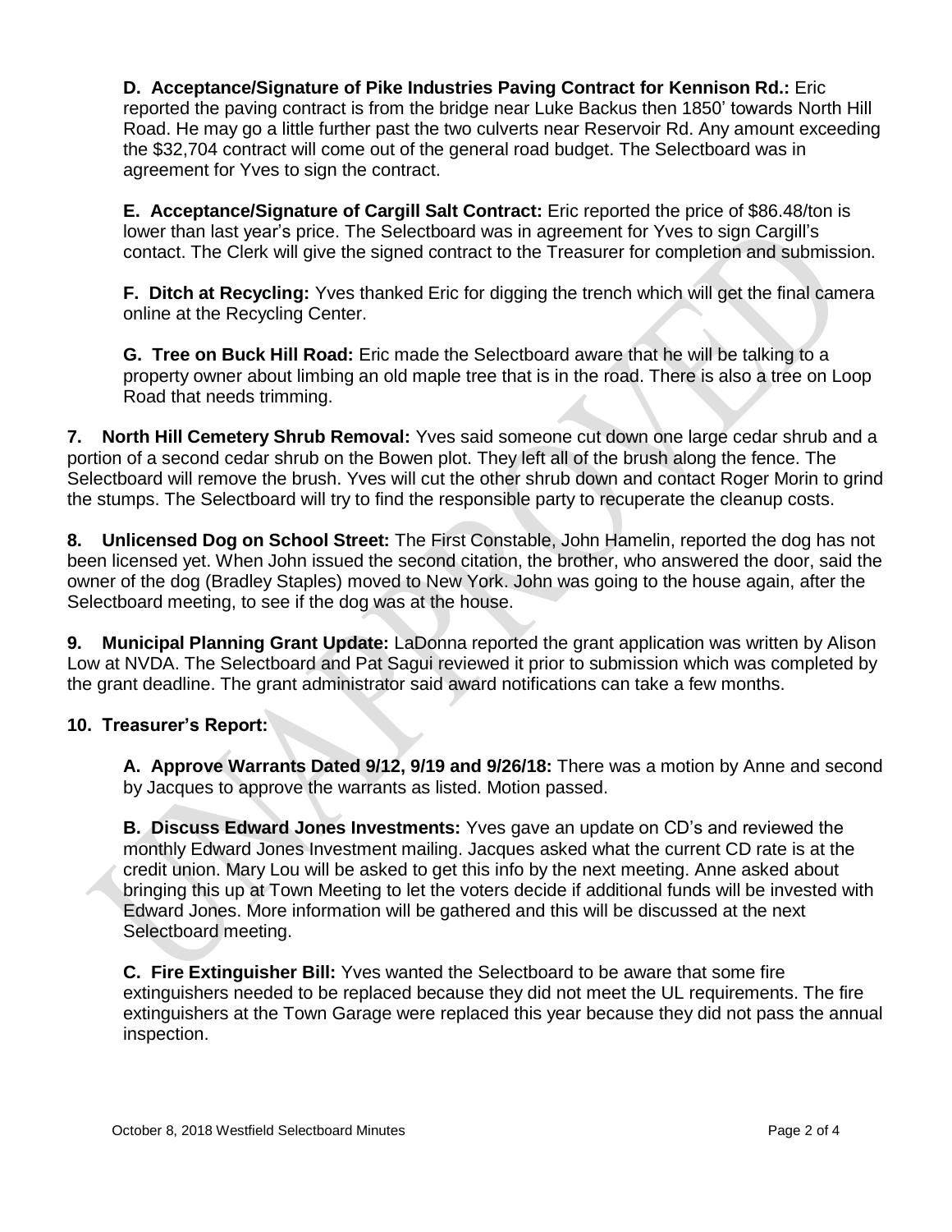**D. Acceptance/Signature of Pike Industries Paving Contract for Kennison Rd.:** Eric reported the paving contract is from the bridge near Luke Backus then 1850' towards North Hill Road. He may go a little further past the two culverts near Reservoir Rd. Any amount exceeding the $32,704 contract will come out of the general road budget. The Selectboard was in agreement for Yves to sign the contract.

**E. Acceptance/Signature of Cargill Salt Contract:** Eric reported the price of $86.48/ton is lower than last year's price. The Selectboard was in agreement for Yves to sign Cargill's contact. The Clerk will give the signed contract to the Treasurer for completion and submission.

**F. Ditch at Recycling:** Yves thanked Eric for digging the trench which will get the final camera online at the Recycling Center.

**G. Tree on Buck Hill Road:** Eric made the Selectboard aware that he will be talking to a property owner about limbing an old maple tree that is in the road. There is also a tree on Loop Road that needs trimming.

**7. North Hill Cemetery Shrub Removal:** Yves said someone cut down one large cedar shrub and a portion of a second cedar shrub on the Bowen plot. They left all of the brush along the fence. The Selectboard will remove the brush. Yves will cut the other shrub down and contact Roger Morin to grind the stumps. The Selectboard will try to find the responsible party to recuperate the cleanup costs.

**8. Unlicensed Dog on School Street:** The First Constable, John Hamelin, reported the dog has not been licensed yet. When John issued the second citation, the brother, who answered the door, said the owner of the dog (Bradley Staples) moved to New York. John was going to the house again, after the Selectboard meeting, to see if the dog was at the house.

**9. Municipal Planning Grant Update:** LaDonna reported the grant application was written by Alison Low at NVDA. The Selectboard and Pat Sagui reviewed it prior to submission which was completed by the grant deadline. The grant administrator said award notifications can take a few months.

**10. Treasurer's Report:**

**A. Approve Warrants Dated 9/12, 9/19 and 9/26/18:** There was a motion by Anne and second by Jacques to approve the warrants as listed. Motion passed.

**B. Discuss Edward Jones Investments:** Yves gave an update on CD's and reviewed the monthly Edward Jones Investment mailing. Jacques asked what the current CD rate is at the credit union. Mary Lou will be asked to get this info by the next meeting. Anne asked about bringing this up at Town Meeting to let the voters decide if additional funds will be invested with Edward Jones. More information will be gathered and this will be discussed at the next Selectboard meeting.

**C. Fire Extinguisher Bill:** Yves wanted the Selectboard to be aware that some fire extinguishers needed to be replaced because they did not meet the UL requirements. The fire extinguishers at the Town Garage were replaced this year because they did not pass the annual inspection.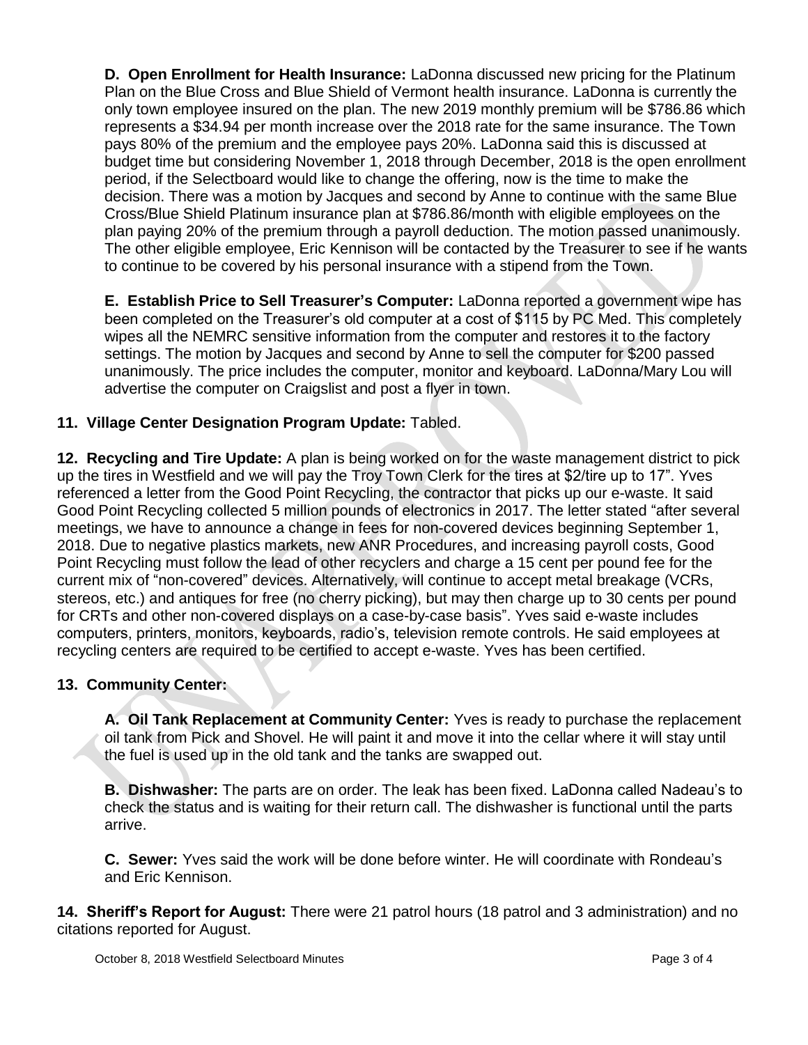**D. Open Enrollment for Health Insurance:** LaDonna discussed new pricing for the Platinum Plan on the Blue Cross and Blue Shield of Vermont health insurance. LaDonna is currently the only town employee insured on the plan. The new 2019 monthly premium will be $786.86 which represents a $34.94 per month increase over the 2018 rate for the same insurance. The Town pays 80% of the premium and the employee pays 20%. LaDonna said this is discussed at budget time but considering November 1, 2018 through December, 2018 is the open enrollment period, if the Selectboard would like to change the offering, now is the time to make the decision. There was a motion by Jacques and second by Anne to continue with the same Blue Cross/Blue Shield Platinum insurance plan at $786.86/month with eligible employees on the plan paying 20% of the premium through a payroll deduction. The motion passed unanimously. The other eligible employee, Eric Kennison will be contacted by the Treasurer to see if he wants to continue to be covered by his personal insurance with a stipend from the Town.

**E. Establish Price to Sell Treasurer's Computer:** LaDonna reported a government wipe has been completed on the Treasurer's old computer at a cost of $115 by PC Med. This completely wipes all the NEMRC sensitive information from the computer and restores it to the factory settings. The motion by Jacques and second by Anne to sell the computer for $200 passed unanimously. The price includes the computer, monitor and keyboard. LaDonna/Mary Lou will advertise the computer on Craigslist and post a flyer in town.

**11. Village Center Designation Program Update:** Tabled.

**12. Recycling and Tire Update:** A plan is being worked on for the waste management district to pick up the tires in Westfield and we will pay the Troy Town Clerk for the tires at $2/tire up to 17". Yves referenced a letter from the Good Point Recycling, the contractor that picks up our e-waste. It said Good Point Recycling collected 5 million pounds of electronics in 2017. The letter stated "after several meetings, we have to announce a change in fees for non-covered devices beginning September 1, 2018. Due to negative plastics markets, new ANR Procedures, and increasing payroll costs, Good Point Recycling must follow the lead of other recyclers and charge a 15 cent per pound fee for the current mix of "non-covered" devices. Alternatively, will continue to accept metal breakage (VCRs, stereos, etc.) and antiques for free (no cherry picking), but may then charge up to 30 cents per pound for CRTs and other non-covered displays on a case-by-case basis". Yves said e-waste includes computers, printers, monitors, keyboards, radio's, television remote controls. He said employees at recycling centers are required to be certified to accept e-waste. Yves has been certified.

**13. Community Center:**

**A. Oil Tank Replacement at Community Center:** Yves is ready to purchase the replacement oil tank from Pick and Shovel. He will paint it and move it into the cellar where it will stay until the fuel is used up in the old tank and the tanks are swapped out.

**B. Dishwasher:** The parts are on order. The leak has been fixed. LaDonna called Nadeau's to check the status and is waiting for their return call. The dishwasher is functional until the parts arrive.

**C. Sewer:** Yves said the work will be done before winter. He will coordinate with Rondeau's and Eric Kennison.

**14. Sheriff's Report for August:** There were 21 patrol hours (18 patrol and 3 administration) and no citations reported for August.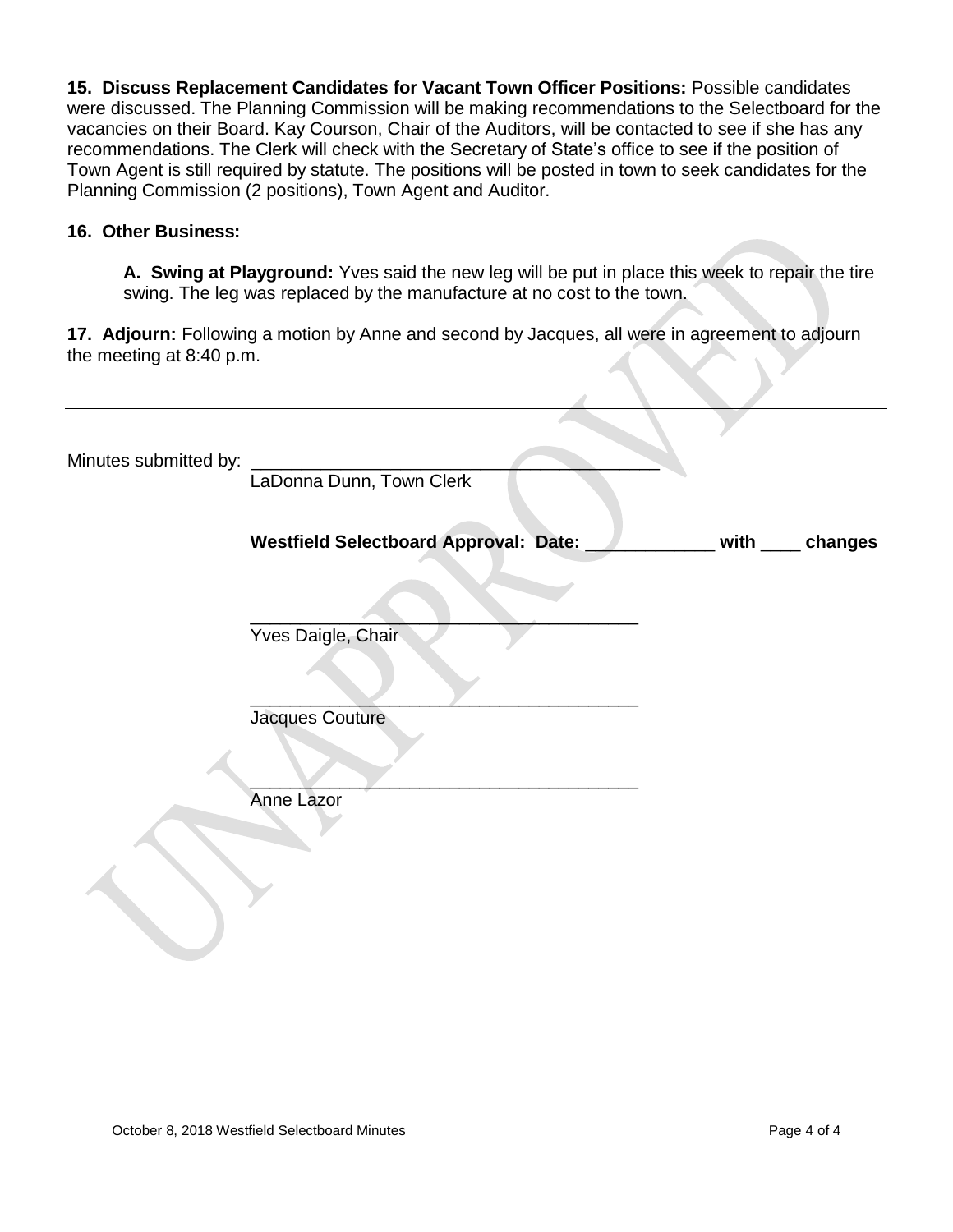**15. Discuss Replacement Candidates for Vacant Town Officer Positions:** Possible candidates were discussed. The Planning Commission will be making recommendations to the Selectboard for the vacancies on their Board. Kay Courson, Chair of the Auditors, will be contacted to see if she has any recommendations. The Clerk will check with the Secretary of State's office to see if the position of Town Agent is still required by statute. The positions will be posted in town to seek candidates for the Planning Commission (2 positions), Town Agent and Auditor.

**16. Other Business:**

**A. Swing at Playground:** Yves said the new leg will be put in place this week to repair the tire swing. The leg was replaced by the manufacture at no cost to the town.

**17. Adjourn:** Following a motion by Anne and second by Jacques, all were in agreement to adjourn the meeting at 8:40 p.m.

---

Minutes submitted by: ________________________________________

LaDonna Dunn, Town Clerk

**Westfield Selectboard Approval: Date:** _____________ **with** ____ **changes**

________________________________________

Yves Daigle, Chair

________________________________________

Jacques Couture

________________________________________

Anne Lazor

UNAPPROVED